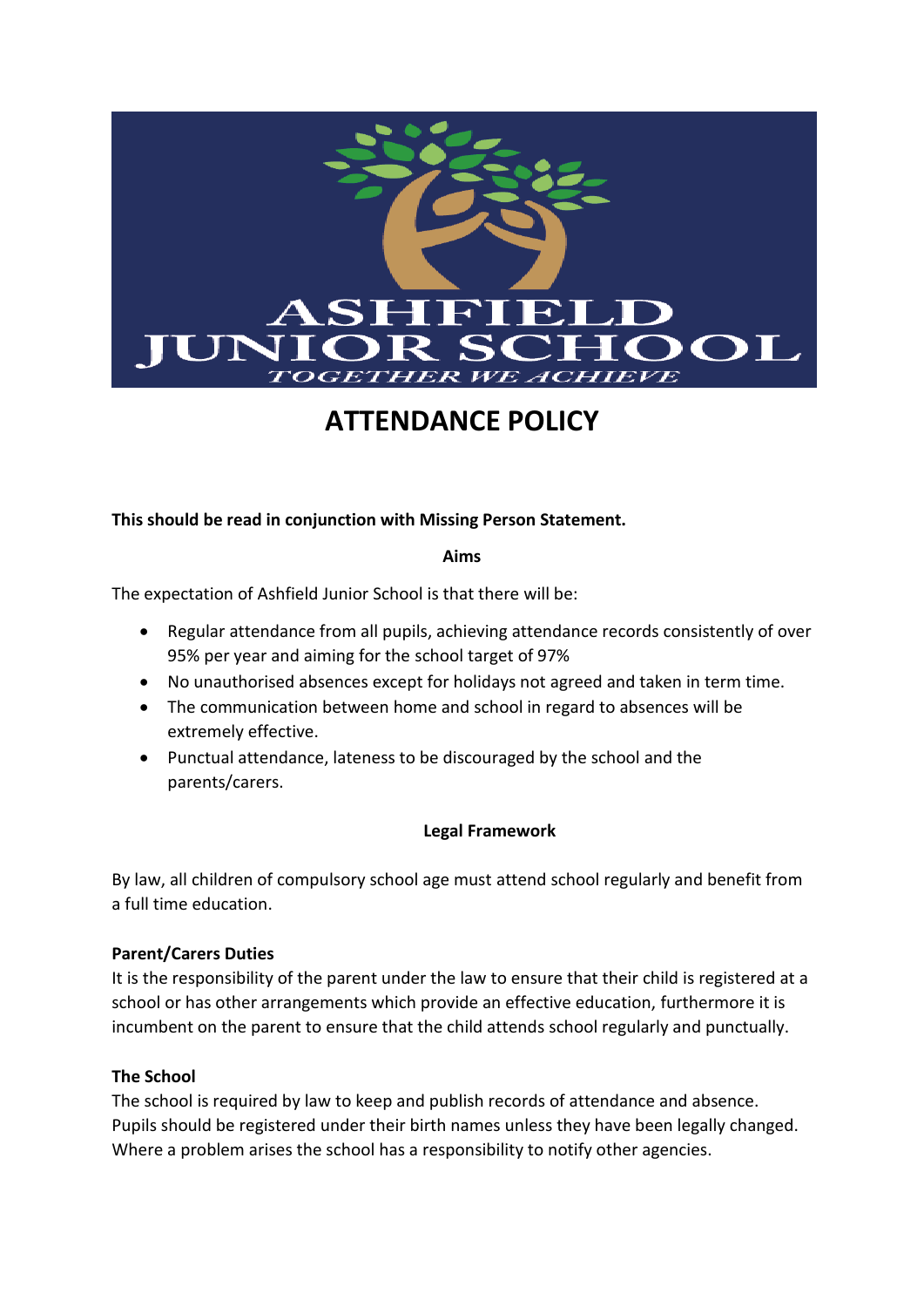# ATTENDANCE POLICY

**This should be read in conjunction with Missing Person Statement.**

## Aims

The expectation of Ashfield Junior School is that there will be:

- Regular attendance from all pupils, achieving attendance records consistently of over 95% per year and aiming for the school target of 97%
- No unauthorised absences except for holidays not agreed and taken in term time.
- The communication between home and school in regard to absences will be extremely effective.
- Punctual attendance, lateness to be discouraged by the school and the parents/carers.

## Legal Framework

By law, all children of compulsory school age must attend school regularly and benefit from a full time education.

### Parent/Carers Duties

It is the responsibility of the parent under the law to ensure that their child is registered at a school or has other arrangements which provide an effective education, furthermore it is incumbent on the parent to ensure that the child attends school regularly and punctually.

### The School

The school is required by law to keep and publish records of attendance and absence. Pupils should be registered under their birth names unless they have been legally changed. Where a problem arises the school has a responsibility to notify other agencies.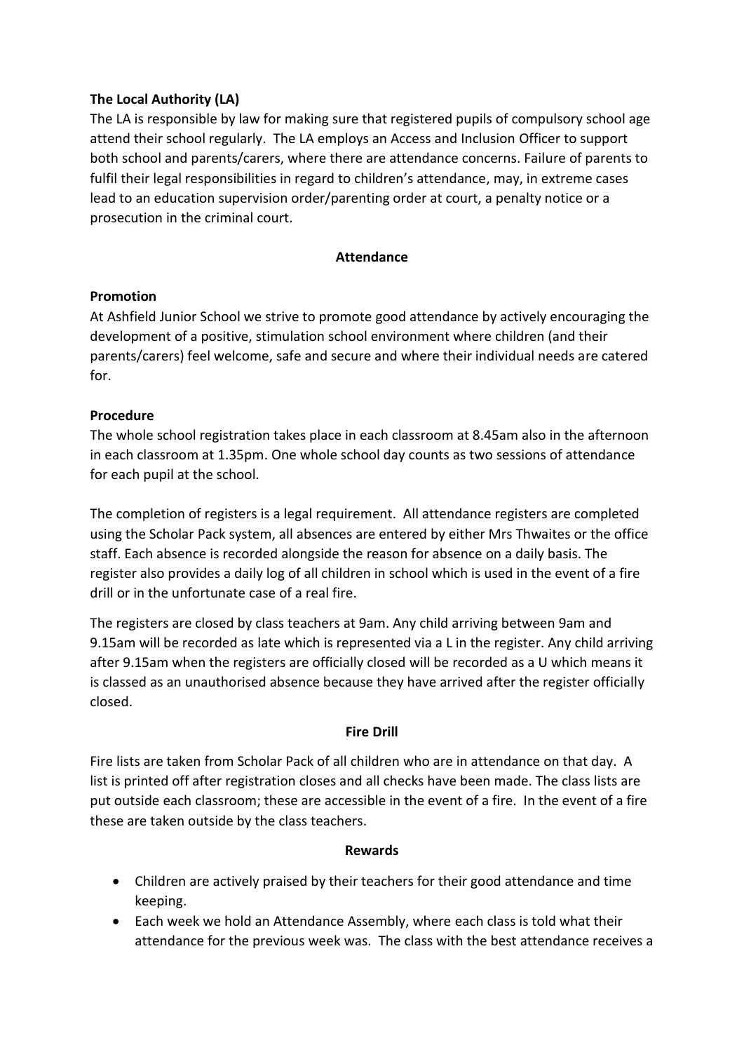**The Local Authority (LA)**

The LA is responsible by law for making sure that registered pupils of compulsory school age attend their school regularly. The LA employs an Access and Inclusion Officer to support both school and parents/carers, where there are attendance concerns. Failure of parents to fulfil their legal responsibilities in regard to children's attendance, may, in extreme cases lead to an education supervision order/parenting order at court, a penalty notice or a prosecution in the criminal court.

## Attendance

**Promotion**

At Ashfield Junior School we strive to promote good attendance by actively encouraging the development of a positive, stimulation school environment where children (and their parents/carers) feel welcome, safe and secure and where their individual needs are catered for.

**Procedure**

The whole school registration takes place in each classroom at 8.45am also in the afternoon in each classroom at 1.35pm. One whole school day counts as two sessions of attendance for each pupil at the school.

The completion of registers is a legal requirement. All attendance registers are completed using the Scholar Pack system, all absences are entered by either Mrs Thwaites or the office staff. Each absence is recorded alongside the reason for absence on a daily basis. The register also provides a daily log of all children in school which is used in the event of a fire drill or in the unfortunate case of a real fire.

The registers are closed by class teachers at 9am. Any child arriving between 9am and 9.15am will be recorded as late which is represented via a L in the register. Any child arriving after 9.15am when the registers are officially closed will be recorded as a U which means it is classed as an unauthorised absence because they have arrived after the register officially closed.

## Fire Drill

Fire lists are taken from Scholar Pack of all children who are in attendance on that day. A list is printed off after registration closes and all checks have been made. The class lists are put outside each classroom; these are accessible in the event of a fire. In the event of a fire these are taken outside by the class teachers.

## Rewards

- Children are actively praised by their teachers for their good attendance and time keeping.
- Each week we hold an Attendance Assembly, where each class is told what their attendance for the previous week was. The class with the best attendance receives a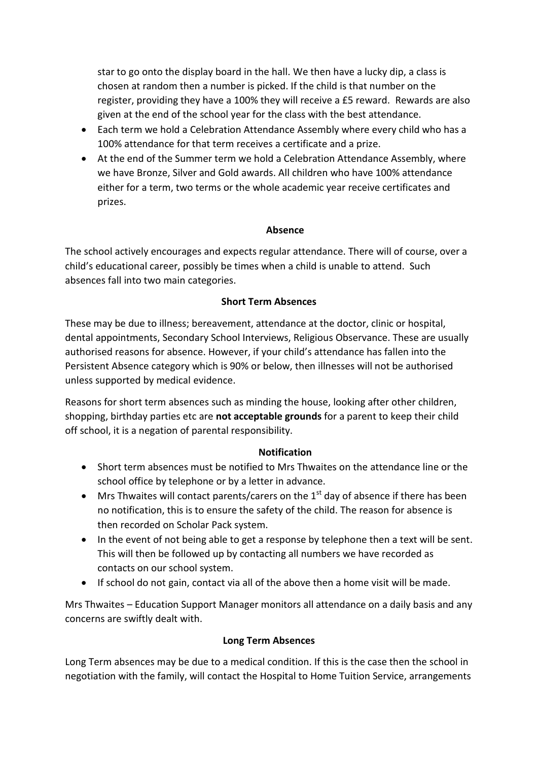star to go onto the display board in the hall. We then have a lucky dip, a class is chosen at random then a number is picked. If the child is that number on the register, providing they have a 100% they will receive a £5 reward. Rewards are also given at the end of the school year for the class with the best attendance.

- Each term we hold a Celebration Attendance Assembly where every child who has a 100% attendance for that term receives a certificate and a prize.
- At the end of the Summer term we hold a Celebration Attendance Assembly, where we have Bronze, Silver and Gold awards. All children who have 100% attendance either for a term, two terms or the whole academic year receive certificates and prizes.

**Absence**

The school actively encourages and expects regular attendance. There will of course, over a child's educational career, possibly be times when a child is unable to attend. Such absences fall into two main categories.

**Short Term Absences**

These may be due to illness; bereavement, attendance at the doctor, clinic or hospital, dental appointments, Secondary School Interviews, Religious Observance. These are usually authorised reasons for absence. However, if your child's attendance has fallen into the Persistent Absence category which is 90% or below, then illnesses will not be authorised unless supported by medical evidence.

Reasons for short term absences such as minding the house, looking after other children, shopping, birthday parties etc are **not acceptable grounds** for a parent to keep their child off school, it is a negation of parental responsibility.

**Notification**

- Short term absences must be notified to Mrs Thwaites on the attendance line or the school office by telephone or by a letter in advance.
- Mrs Thwaites will contact parents/carers on the 1st day of absence if there has been no notification, this is to ensure the safety of the child. The reason for absence is then recorded on Scholar Pack system.
- In the event of not being able to get a response by telephone then a text will be sent. This will then be followed up by contacting all numbers we have recorded as contacts on our school system.
- If school do not gain, contact via all of the above then a home visit will be made.

Mrs Thwaites – Education Support Manager monitors all attendance on a daily basis and any concerns are swiftly dealt with.

**Long Term Absences**

Long Term absences may be due to a medical condition. If this is the case then the school in negotiation with the family, will contact the Hospital to Home Tuition Service, arrangements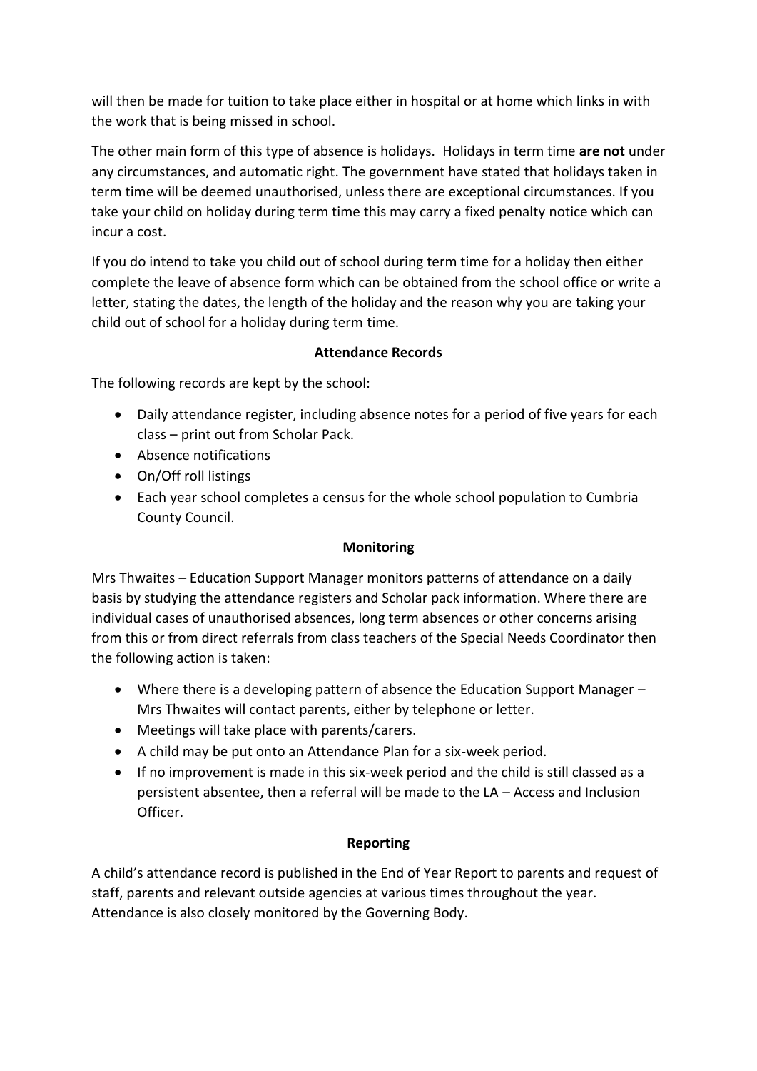will then be made for tuition to take place either in hospital or at home which links in with the work that is being missed in school.

The other main form of this type of absence is holidays. Holidays in term time **are not** under any circumstances, and automatic right. The government have stated that holidays taken in term time will be deemed unauthorised, unless there are exceptional circumstances. If you take your child on holiday during term time this may carry a fixed penalty notice which can incur a cost.

If you do intend to take you child out of school during term time for a holiday then either complete the leave of absence form which can be obtained from the school office or write a letter, stating the dates, the length of the holiday and the reason why you are taking your child out of school for a holiday during term time.

**Attendance Records**

The following records are kept by the school:

- Daily attendance register, including absence notes for a period of five years for each class – print out from Scholar Pack.
- Absence notifications
- On/Off roll listings
- Each year school completes a census for the whole school population to Cumbria County Council.

**Monitoring**

Mrs Thwaites – Education Support Manager monitors patterns of attendance on a daily basis by studying the attendance registers and Scholar pack information. Where there are individual cases of unauthorised absences, long term absences or other concerns arising from this or from direct referrals from class teachers of the Special Needs Coordinator then the following action is taken:

- Where there is a developing pattern of absence the Education Support Manager – Mrs Thwaites will contact parents, either by telephone or letter.
- Meetings will take place with parents/carers.
- A child may be put onto an Attendance Plan for a six-week period.
- If no improvement is made in this six-week period and the child is still classed as a persistent absentee, then a referral will be made to the LA – Access and Inclusion Officer.

**Reporting**

A child's attendance record is published in the End of Year Report to parents and request of staff, parents and relevant outside agencies at various times throughout the year. Attendance is also closely monitored by the Governing Body.